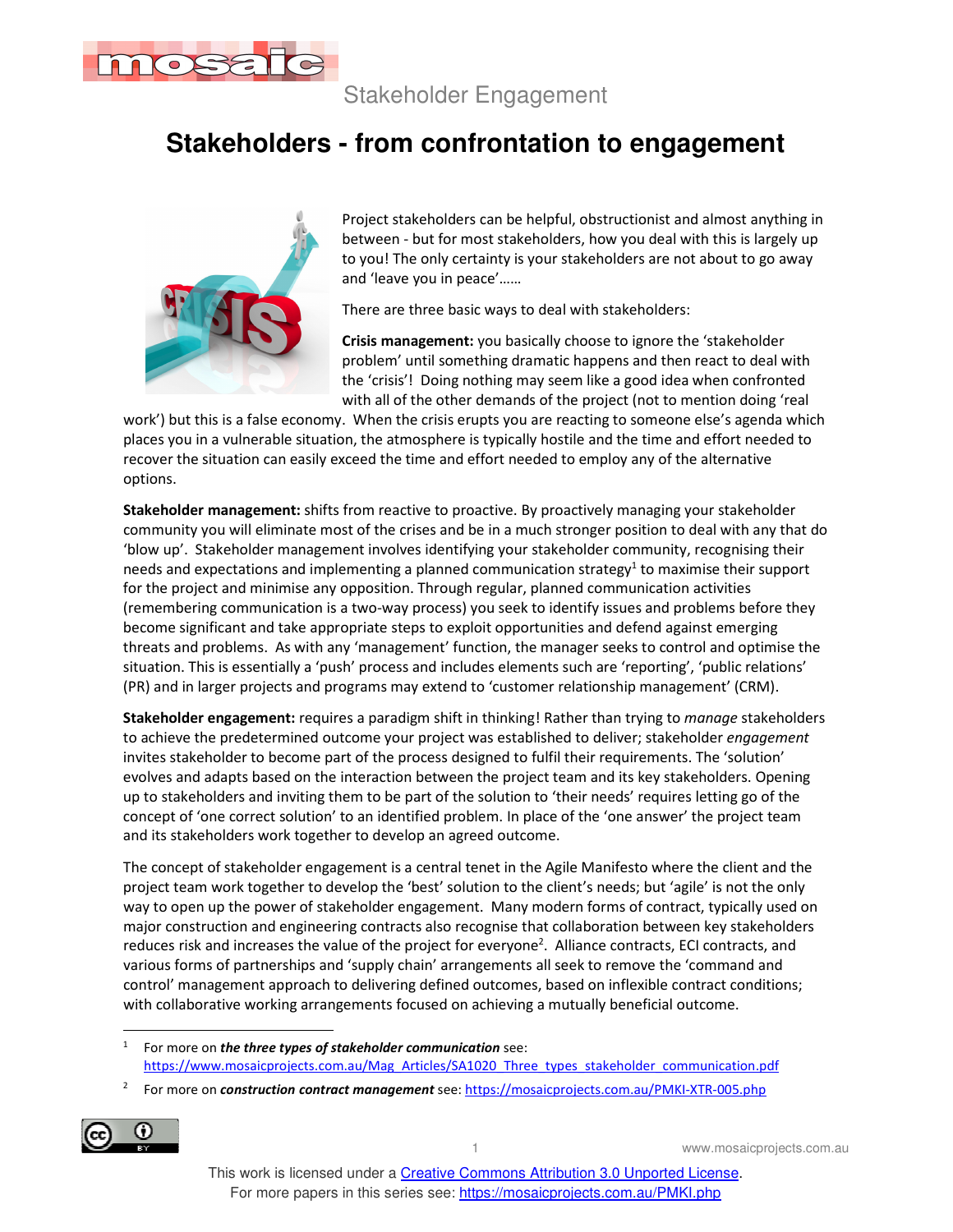Stakeholder Engagement

# Stakeholders - from confrontation to engagement

Project stakeholders can be helpful, obstructionist and almost anything in between - but for most stakeholders, how you deal with this is largely up to you! The only certainty is your stakeholders are not about to go away and 'leave you in peace'……

There are three basic ways to deal with stakeholders:

**Crisis management:** you basically choose to ignore the 'stakeholder problem' until something dramatic happens and then react to deal with the 'crisis'! Doing nothing may seem like a good idea when confronted with all of the other demands of the project (not to mention doing 'real work') but this is a false economy. When the crisis erupts you are reacting to someone else's agenda which places you in a vulnerable situation, the atmosphere is typically hostile and the time and effort needed to recover the situation can easily exceed the time and effort needed to employ any of the alternative options.

**Stakeholder management:** shifts from reactive to proactive. By proactively managing your stakeholder community you will eliminate most of the crises and be in a much stronger position to deal with any that do 'blow up'. Stakeholder management involves identifying your stakeholder community, recognising their needs and expectations and implementing a planned communication strategy[1] to maximise their support for the project and minimise any opposition. Through regular, planned communication activities (remembering communication is a two-way process) you seek to identify issues and problems before they become significant and take appropriate steps to exploit opportunities and defend against emerging threats and problems. As with any 'management' function, the manager seeks to control and optimise the situation. This is essentially a 'push' process and includes elements such are 'reporting', 'public relations' (PR) and in larger projects and programs may extend to 'customer relationship management' (CRM).

**Stakeholder engagement:** requires a paradigm shift in thinking! Rather than trying to *manage* stakeholders to achieve the predetermined outcome your project was established to deliver; stakeholder *engagement* invites stakeholder to become part of the process designed to fulfil their requirements. The 'solution' evolves and adapts based on the interaction between the project team and its key stakeholders. Opening up to stakeholders and inviting them to be part of the solution to 'their needs' requires letting go of the concept of 'one correct solution' to an identified problem. In place of the 'one answer' the project team and its stakeholders work together to develop an agreed outcome.

The concept of stakeholder engagement is a central tenet in the Agile Manifesto where the client and the project team work together to develop the 'best' solution to the client's needs; but 'agile' is not the only way to open up the power of stakeholder engagement. Many modern forms of contract, typically used on major construction and engineering contracts also recognise that collaboration between key stakeholders reduces risk and increases the value of the project for everyone[2]. Alliance contracts, ECI contracts, and various forms of partnerships and 'supply chain' arrangements all seek to remove the 'command and control' management approach to delivering defined outcomes, based on inflexible contract conditions; with collaborative working arrangements focused on achieving a mutually beneficial outcome.

---

[1] For more on ***the three types of stakeholder communication*** see: https://www.mosaicprojects.com.au/Mag_Articles/SA1020_Three_types_stakeholder_communication.pdf

[2] For more on ***construction contract management*** see: https://mosaicprojects.com.au/PMKI-XTR-005.php

This work is licensed under a Creative Commons Attribution 3.0 Unported License.
For more papers in this series see: https://mosaicprojects.com.au/PMKI.php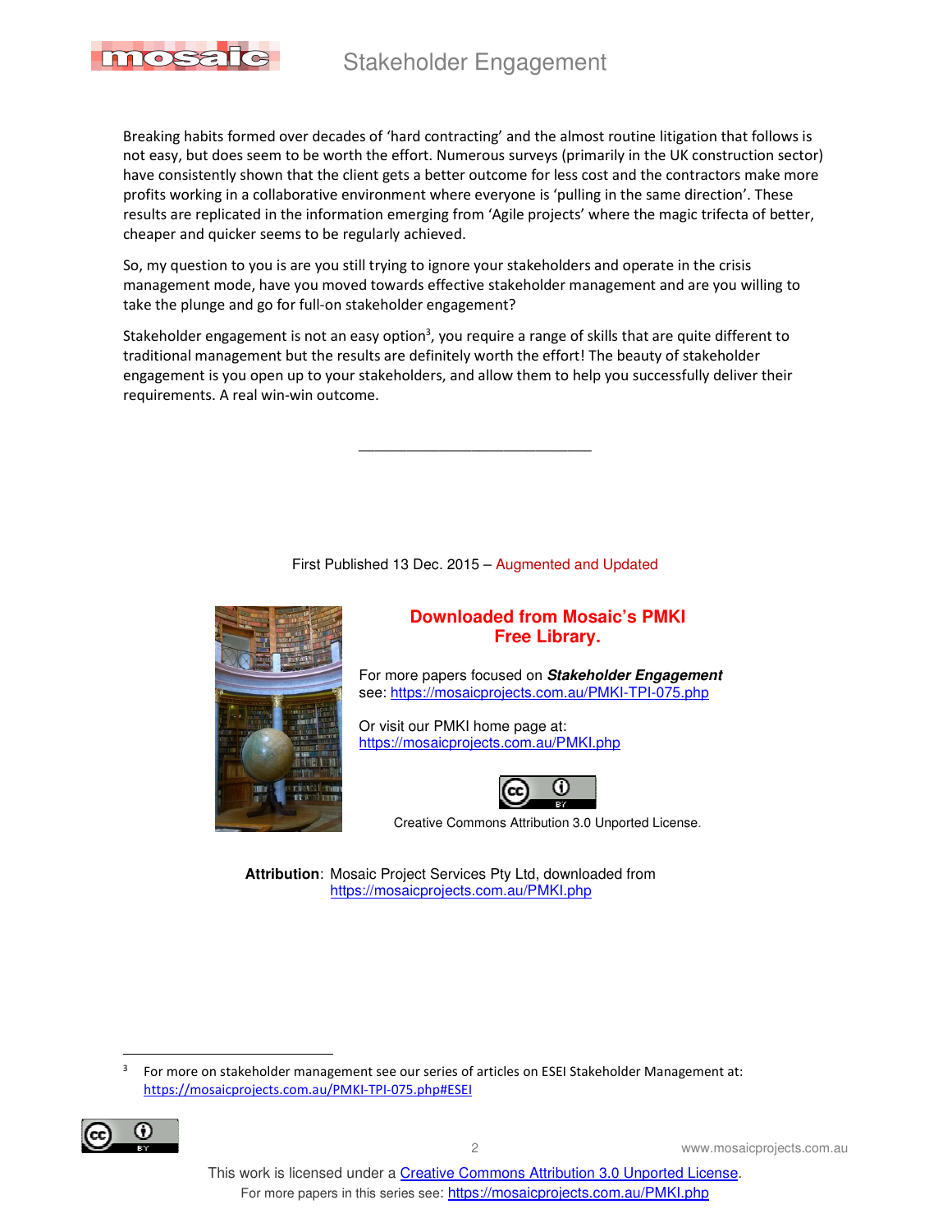Breaking habits formed over decades of 'hard contracting' and the almost routine litigation that follows is not easy, but does seem to be worth the effort. Numerous surveys (primarily in the UK construction sector) have consistently shown that the client gets a better outcome for less cost and the contractors make more profits working in a collaborative environment where everyone is 'pulling in the same direction'. These results are replicated in the information emerging from 'Agile projects' where the magic trifecta of better, cheaper and quicker seems to be regularly achieved.

So, my question to you is are you still trying to ignore your stakeholders and operate in the crisis management mode, have you moved towards effective stakeholder management and are you willing to take the plunge and go for full-on stakeholder engagement?

Stakeholder engagement is not an easy option[3], you require a range of skills that are quite different to traditional management but the results are definitely worth the effort! The beauty of stakeholder engagement is you open up to your stakeholders, and allow them to help you successfully deliver their requirements. A real win-win outcome.

\_\_\_\_\_\_\_\_\_\_\_\_\_\_\_\_\_\_\_\_\_\_\_\_\_\_\_\_\_

First Published 13 Dec. 2015 – Augmented and Updated

**Downloaded from Mosaic's PMKI Free Library.**

For more papers focused on ***Stakeholder Engagement*** see: https://mosaicprojects.com.au/PMKI-TPI-075.php

Or visit our PMKI home page at: https://mosaicprojects.com.au/PMKI.php

Creative Commons Attribution 3.0 Unported License.

**Attribution**: Mosaic Project Services Pty Ltd, downloaded from https://mosaicprojects.com.au/PMKI.php

[3] For more on stakeholder management see our series of articles on ESEI Stakeholder Management at: https://mosaicprojects.com.au/PMKI-TPI-075.php#ESEI